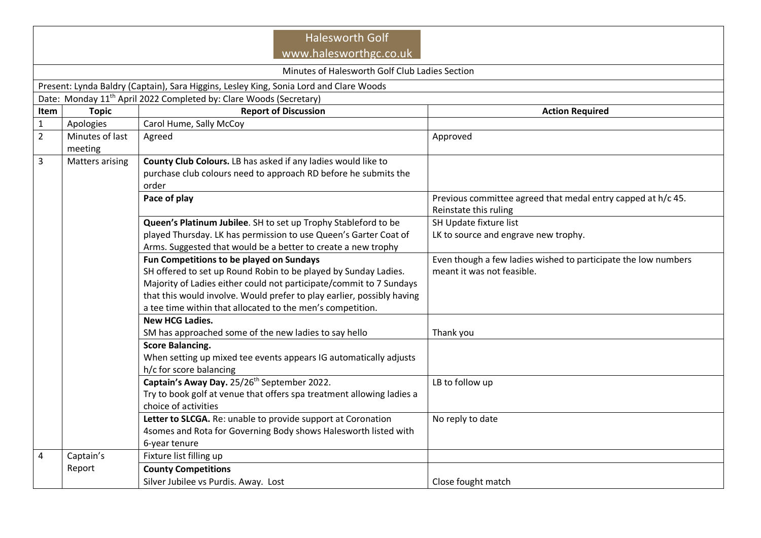Halesworth Golf
www.halesworthgc.co.uk

Minutes of Halesworth Golf Club Ladies Section

Present: Lynda Baldry (Captain), Sara Higgins, Lesley King, Sonia Lord and Clare Woods

Date: Monday 11th April 2022 Completed by: Clare Woods (Secretary)

| Item | Topic | Report of Discussion | Action Required |
|---|---|---|---|
| 1 | Apologies | Carol Hume, Sally McCoy | |
| 2 | Minutes of last meeting | Agreed | Approved |
| 3 | Matters arising | **County Club Colours.** LB has asked if any ladies would like to purchase club colours need to approach RD before he submits the order | |
| | | **Pace of play** | Previous committee agreed that medal entry capped at h/c 45. Reinstate this ruling |
| | | **Queen's Platinum Jubilee**. SH to set up Trophy Stableford to be played Thursday. LK has permission to use Queen's Garter Coat of Arms. Suggested that would be a better to create a new trophy | SH Update fixture list<br>LK to source and engrave new trophy. |
| | | **Fun Competitions to be played on Sundays**<br>SH offered to set up Round Robin to be played by Sunday Ladies. Majority of Ladies either could not participate/commit to 7 Sundays that this would involve. Would prefer to play earlier, possibly having a tee time within that allocated to the men's competition. | Even though a few ladies wished to participate the low numbers meant it was not feasible. |
| | | **New HCG Ladies.**<br>SM has approached some of the new ladies to say hello | Thank you |
| | | **Score Balancing.**<br>When setting up mixed tee events appears IG automatically adjusts h/c for score balancing | |
| | | **Captain's Away Day.** 25/26th September 2022.<br>Try to book golf at venue that offers spa treatment allowing ladies a choice of activities | LB to follow up |
| | | **Letter to SLCGA.** Re: unable to provide support at Coronation 4somes and Rota for Governing Body shows Halesworth listed with 6-year tenure | No reply to date |
| 4 | Captain's Report | Fixture list filling up | |
| | | **County Competitions**<br>Silver Jubilee vs Purdis. Away. Lost | Close fought match |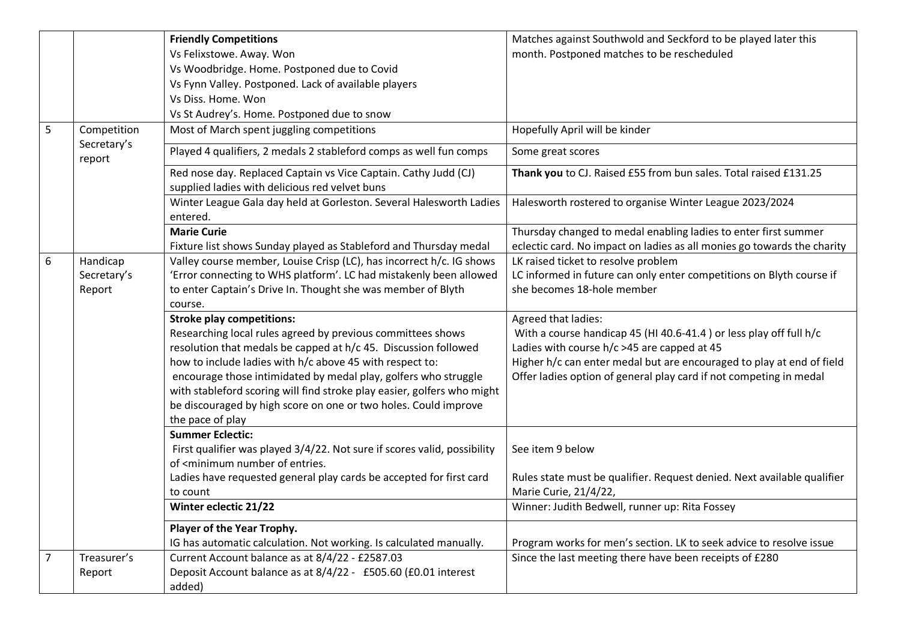|   |   | **Friendly Competitions**<br>Vs Felixstowe. Away. Won<br>Vs Woodbridge. Home. Postponed due to Covid<br>Vs Fynn Valley. Postponed. Lack of available players<br>Vs Diss. Home. Won<br>Vs St Audrey's. Home. Postponed due to snow | Matches against Southwold and Seckford to be played later this month. Postponed matches to be rescheduled |
|---|---|---|---|
| 5 | Competition Secretary's report | Most of March spent juggling competitions | Hopefully April will be kinder |
|   |   | Played 4 qualifiers, 2 medals 2 stableford comps as well fun comps | Some great scores |
|   |   | Red nose day. Replaced Captain vs Vice Captain. Cathy Judd (CJ) supplied ladies with delicious red velvet buns | **Thank you** to CJ. Raised £55 from bun sales. Total raised £131.25 |
|   |   | Winter League Gala day held at Gorleston. Several Halesworth Ladies entered. | Halesworth rostered to organise Winter League 2023/2024 |
|   |   | **Marie Curie**<br>Fixture list shows Sunday played as Stableford and Thursday medal | Thursday changed to medal enabling ladies to enter first summer eclectic card. No impact on ladies as all monies go towards the charity |
| 6 | Handicap Secretary's Report | Valley course member, Louise Crisp (LC), has incorrect h/c. IG shows 'Error connecting to WHS platform'. LC had mistakenly been allowed to enter Captain's Drive In. Thought she was member of Blyth course. | LK raised ticket to resolve problem<br>LC informed in future can only enter competitions on Blyth course if she becomes 18-hole member |
|   |   | **Stroke play competitions:**<br>Researching local rules agreed by previous committees shows resolution that medals be capped at h/c 45. Discussion followed how to include ladies with h/c above 45 with respect to:<br>encourage those intimidated by medal play, golfers who struggle with stableford scoring will find stroke play easier, golfers who might be discouraged by high score on one or two holes. Could improve the pace of play | Agreed that ladies:<br>With a course handicap 45 (HI 40.6-41.4 ) or less play off full h/c<br>Ladies with course h/c >45 are capped at 45<br>Higher h/c can enter medal but are encouraged to play at end of field<br>Offer ladies option of general play card if not competing in medal |
|   |   | **Summer Eclectic:**<br>First qualifier was played 3/4/22. Not sure if scores valid, possibility of <minimum number of entries.<br>Ladies have requested general play cards be accepted for first card to count | See item 9 below<br><br>Rules state must be qualifier. Request denied. Next available qualifier Marie Curie, 21/4/22, |
|   |   | **Winter eclectic 21/22** | Winner: Judith Bedwell, runner up: Rita Fossey |
|   |   | **Player of the Year Trophy.**<br>IG has automatic calculation. Not working. Is calculated manually. | Program works for men's section. LK to seek advice to resolve issue |
| 7 | Treasurer's Report | Current Account balance as at 8/4/22 - £2587.03<br>Deposit Account balance as at 8/4/22 - £505.60 (£0.01 interest added) | Since the last meeting there have been receipts of £280 |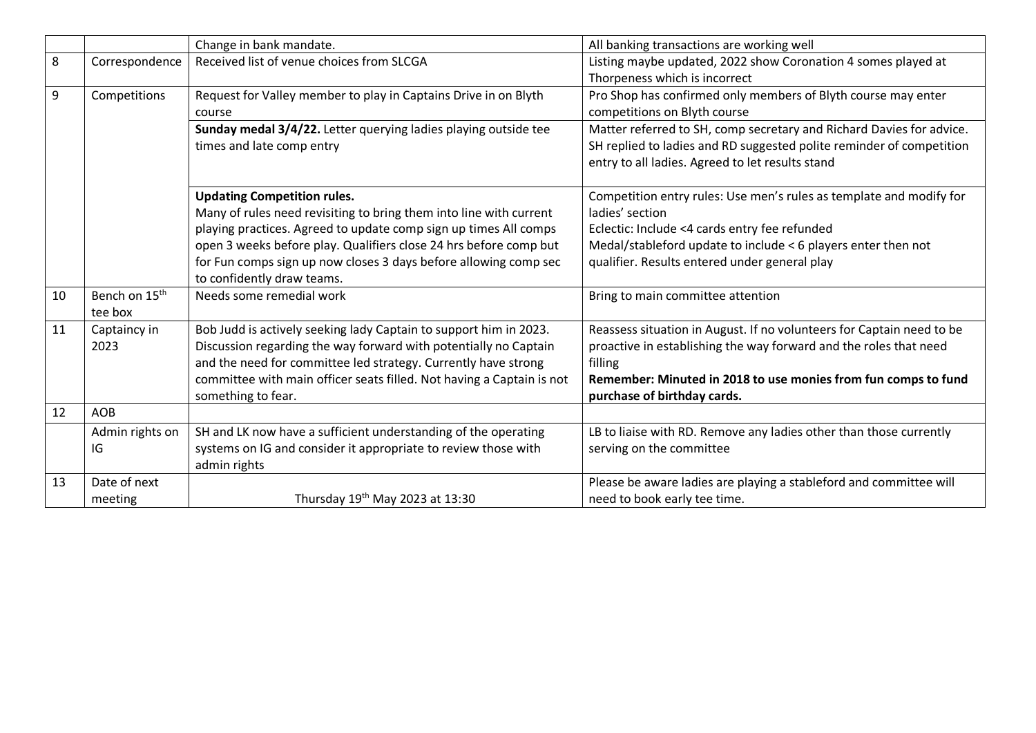| | | | |
|---|---|---|---|
| | | Change in bank mandate. | All banking transactions are working well |
| 8 | Correspondence | Received list of venue choices from SLCGA | Listing maybe updated, 2022 show Coronation 4 somes played at Thorpeness which is incorrect |
| 9 | Competitions | Request for Valley member to play in Captains Drive in on Blyth course | Pro Shop has confirmed only members of Blyth course may enter competitions on Blyth course |
| | | **Sunday medal 3/4/22.** Letter querying ladies playing outside tee times and late comp entry | Matter referred to SH, comp secretary and Richard Davies for advice. SH replied to ladies and RD suggested polite reminder of competition entry to all ladies. Agreed to let results stand |
| | | **Updating Competition rules.**<br>Many of rules need revisiting to bring them into line with current playing practices. Agreed to update comp sign up times All comps open 3 weeks before play. Qualifiers close 24 hrs before comp but for Fun comps sign up now closes 3 days before allowing comp sec to confidently draw teams. | Competition entry rules: Use men's rules as template and modify for ladies' section<br>Eclectic: Include <4 cards entry fee refunded<br>Medal/stableford update to include < 6 players enter then not qualifier. Results entered under general play |
| 10 | Bench on 15th tee box | Needs some remedial work | Bring to main committee attention |
| 11 | Captaincy in 2023 | Bob Judd is actively seeking lady Captain to support him in 2023. Discussion regarding the way forward with potentially no Captain and the need for committee led strategy. Currently have strong committee with main officer seats filled. Not having a Captain is not something to fear. | Reassess situation in August. If no volunteers for Captain need to be proactive in establishing the way forward and the roles that need filling<br>**Remember: Minuted in 2018 to use monies from fun comps to fund purchase of birthday cards.** |
| 12 | AOB | | |
| | Admin rights on IG | SH and LK now have a sufficient understanding of the operating systems on IG and consider it appropriate to review those with admin rights | LB to liaise with RD. Remove any ladies other than those currently serving on the committee |
| 13 | Date of next meeting | Thursday 19th May 2023 at 13:30 | Please be aware ladies are playing a stableford and committee will need to book early tee time. |